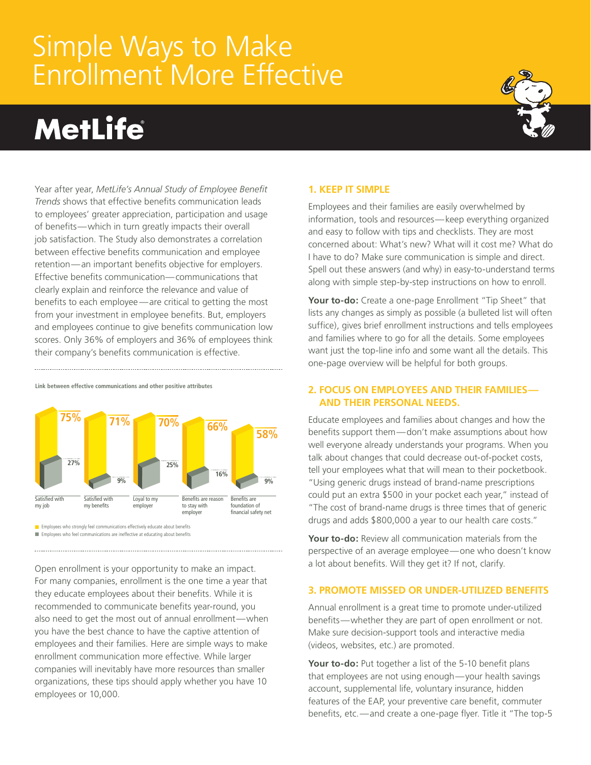# Simple Ways to Make Enrollment More Effective

## MetLife

Year after year, *MetLife's Annual Study of Employee Benefit Trends* shows that effective benefits communication leads to employees' greater appreciation, participation and usage of benefits—which in turn greatly impacts their overall job satisfaction. The Study also demonstrates a correlation between effective benefits communication and employee retention—an important benefits objective for employers. Effective benefits communication—communications that clearly explain and reinforce the relevance and value of benefits to each employee—are critical to getting the most from your investment in employee benefits. But, employers and employees continue to give benefits communication low scores. Only 36% of employers and 36% of employees think their company's benefits communication is effective.

**Link between effective communications and other positive attributes**

| | Employees who strongly feel communications effectively educate about benefits | Employees who feel communications are ineffective at educating about benefits |
|---|---|---|
| Satisfied with my job | 75% | 27% |
| Satisfied with my benefits | 71% | 9% |
| Loyal to my employer | 70% | 25% |
| Benefits are reason to stay with employer | 66% | 16% |
| Benefits are foundation of financial safety net | 58% | 9% |

Open enrollment is your opportunity to make an impact. For many companies, enrollment is the one time a year that they educate employees about their benefits. While it is recommended to communicate benefits year-round, you also need to get the most out of annual enrollment—when you have the best chance to have the captive attention of employees and their families. Here are simple ways to make enrollment communication more effective. While larger companies will inevitably have more resources than smaller organizations, these tips should apply whether you have 10 employees or 10,000.

### 1. KEEP IT SIMPLE

Employees and their families are easily overwhelmed by information, tools and resources—keep everything organized and easy to follow with tips and checklists. They are most concerned about: What's new? What will it cost me? What do I have to do? Make sure communication is simple and direct. Spell out these answers (and why) in easy-to-understand terms along with simple step-by-step instructions on how to enroll.

**Your to-do:** Create a one-page Enrollment "Tip Sheet" that lists any changes as simply as possible (a bulleted list will often suffice), gives brief enrollment instructions and tells employees and families where to go for all the details. Some employees want just the top-line info and some want all the details. This one-page overview will be helpful for both groups.

### 2. FOCUS ON EMPLOYEES AND THEIR FAMILIES—AND THEIR PERSONAL NEEDS.

Educate employees and families about changes and how the benefits support them—don't make assumptions about how well everyone already understands your programs. When you talk about changes that could decrease out-of-pocket costs, tell your employees what that will mean to their pocketbook. "Using generic drugs instead of brand-name prescriptions could put an extra $500 in your pocket each year," instead of "The cost of brand-name drugs is three times that of generic drugs and adds $800,000 a year to our health care costs."

**Your to-do:** Review all communication materials from the perspective of an average employee—one who doesn't know a lot about benefits. Will they get it? If not, clarify.

### 3. PROMOTE MISSED OR UNDER-UTILIZED BENEFITS

Annual enrollment is a great time to promote under-utilized benefits—whether they are part of open enrollment or not. Make sure decision-support tools and interactive media (videos, websites, etc.) are promoted.

**Your to-do:** Put together a list of the 5-10 benefit plans that employees are not using enough—your health savings account, supplemental life, voluntary insurance, hidden features of the EAP, your preventive care benefit, commuter benefits, etc.—and create a one-page flyer. Title it "The top-5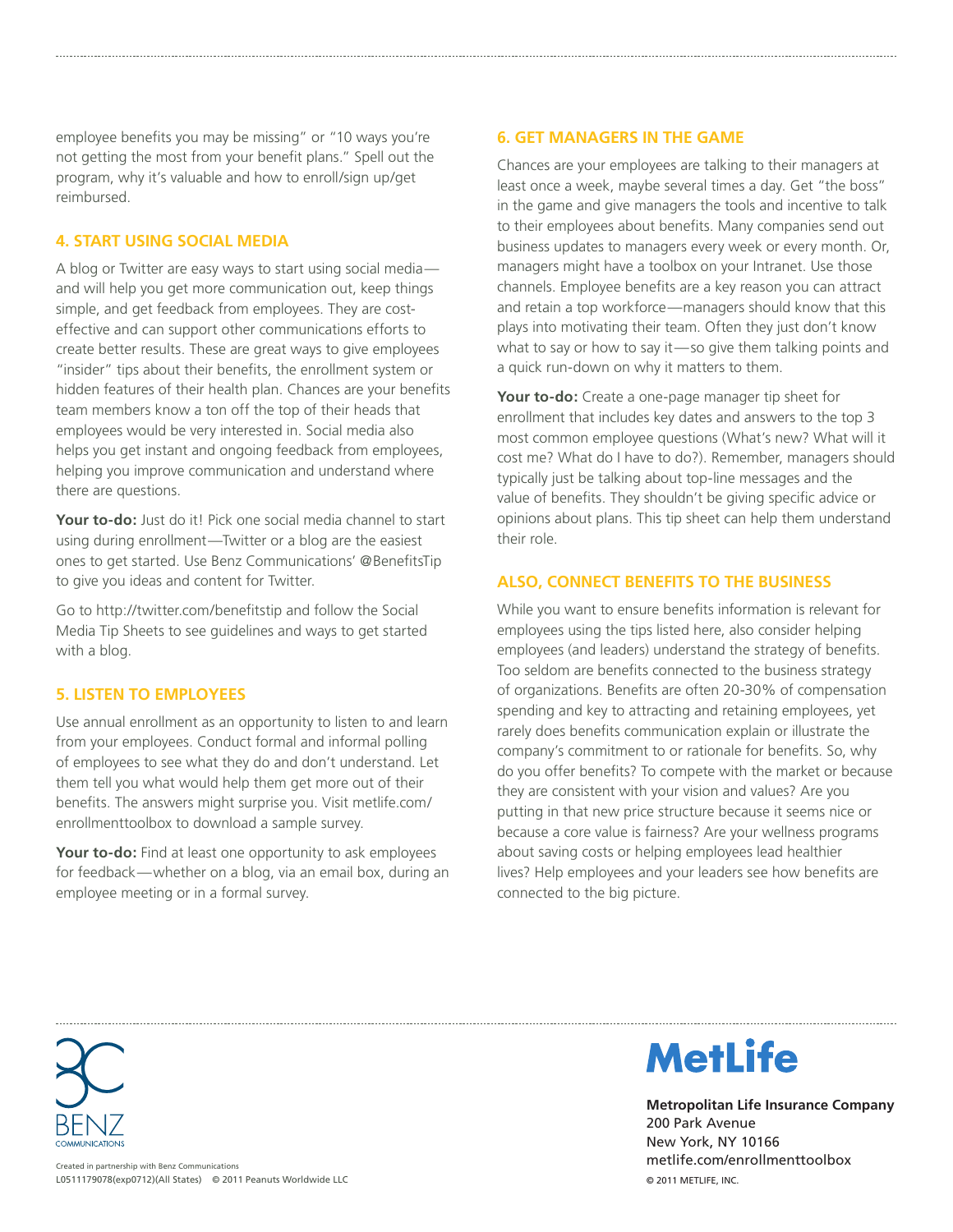employee benefits you may be missing" or "10 ways you're not getting the most from your benefit plans." Spell out the program, why it's valuable and how to enroll/sign up/get reimbursed.

## 4. START USING SOCIAL MEDIA

A blog or Twitter are easy ways to start using social media—and will help you get more communication out, keep things simple, and get feedback from employees. They are cost-effective and can support other communications efforts to create better results. These are great ways to give employees "insider" tips about their benefits, the enrollment system or hidden features of their health plan. Chances are your benefits team members know a ton off the top of their heads that employees would be very interested in. Social media also helps you get instant and ongoing feedback from employees, helping you improve communication and understand where there are questions.

**Your to-do:** Just do it! Pick one social media channel to start using during enrollment—Twitter or a blog are the easiest ones to get started. Use Benz Communications' @BenefitsTip to give you ideas and content for Twitter.

Go to http://twitter.com/benefitstip and follow the Social Media Tip Sheets to see guidelines and ways to get started with a blog.

## 5. LISTEN TO EMPLOYEES

Use annual enrollment as an opportunity to listen to and learn from your employees. Conduct formal and informal polling of employees to see what they do and don't understand. Let them tell you what would help them get more out of their benefits. The answers might surprise you. Visit metlife.com/enrollmenttoolbox to download a sample survey.

**Your to-do:** Find at least one opportunity to ask employees for feedback—whether on a blog, via an email box, during an employee meeting or in a formal survey.

## 6. GET MANAGERS IN THE GAME

Chances are your employees are talking to their managers at least once a week, maybe several times a day. Get "the boss" in the game and give managers the tools and incentive to talk to their employees about benefits. Many companies send out business updates to managers every week or every month. Or, managers might have a toolbox on your Intranet. Use those channels. Employee benefits are a key reason you can attract and retain a top workforce—managers should know that this plays into motivating their team. Often they just don't know what to say or how to say it—so give them talking points and a quick run-down on why it matters to them.

**Your to-do:** Create a one-page manager tip sheet for enrollment that includes key dates and answers to the top 3 most common employee questions (What's new? What will it cost me? What do I have to do?). Remember, managers should typically just be talking about top-line messages and the value of benefits. They shouldn't be giving specific advice or opinions about plans. This tip sheet can help them understand their role.

## ALSO, CONNECT BENEFITS TO THE BUSINESS

While you want to ensure benefits information is relevant for employees using the tips listed here, also consider helping employees (and leaders) understand the strategy of benefits. Too seldom are benefits connected to the business strategy of organizations. Benefits are often 20-30% of compensation spending and key to attracting and retaining employees, yet rarely does benefits communication explain or illustrate the company's commitment to or rationale for benefits. So, why do you offer benefits? To compete with the market or because they are consistent with your vision and values? Are you putting in that new price structure because it seems nice or because a core value is fairness? Are your wellness programs about saving costs or helping employees lead healthier lives? Help employees and your leaders see how benefits are connected to the big picture.

BENZ COMMUNICATIONS

Created in partnership with Benz Communications
L0511179078(exp0712)(All States) © 2011 Peanuts Worldwide LLC

MetLife

**Metropolitan Life Insurance Company**
200 Park Avenue
New York, NY 10166
metlife.com/enrollmenttoolbox
© 2011 METLIFE, INC.